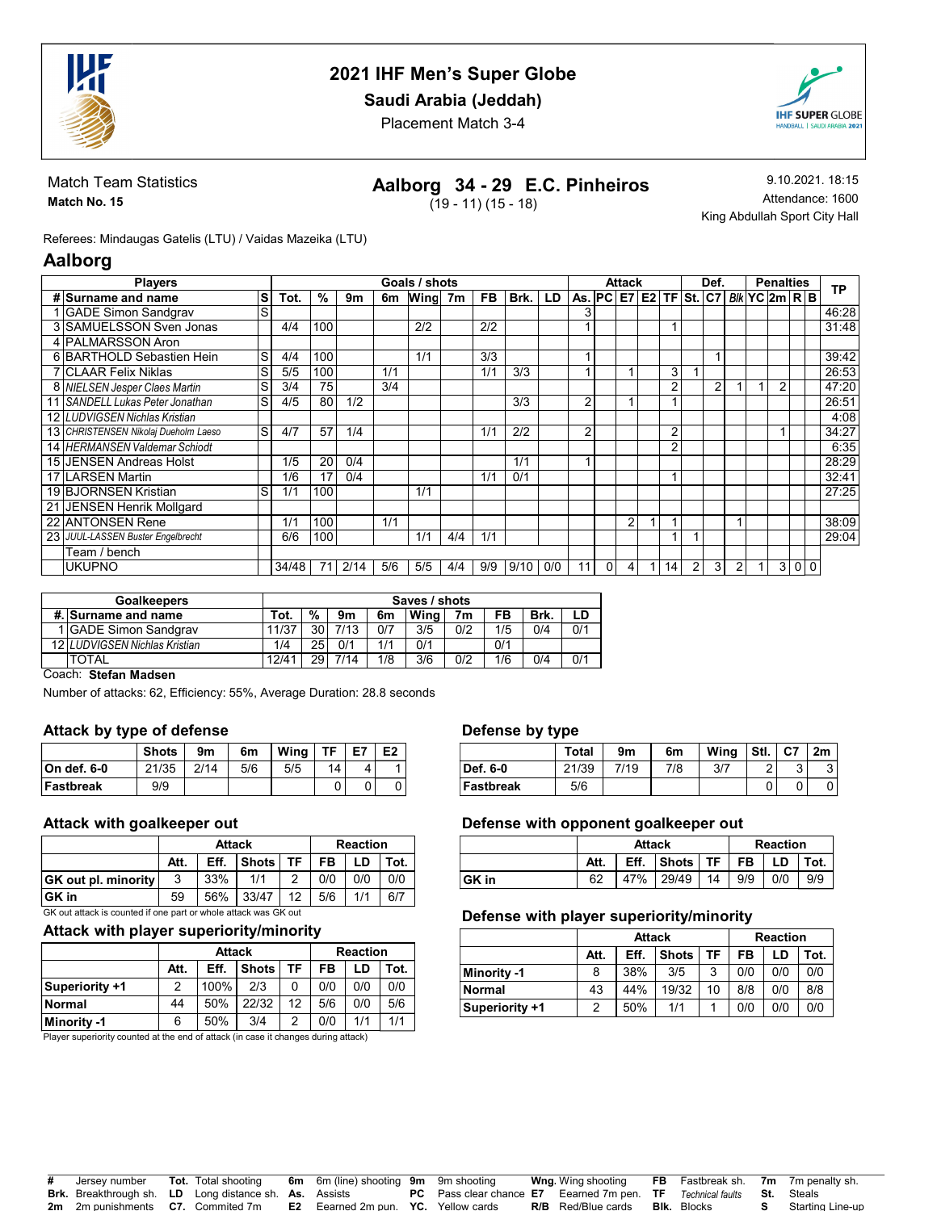# 2021 IHF Men's Super Globe

**Saudi Arabia (Jeddah)**

Placement Match 3-4

Match Team Statistics

**Match No. 15**

## Aalborg 34 - 29 E.C. Pinheiros

(19 - 11) (15 - 18)

9.10.2021. 18:15

Attendance: 1600

King Abdullah Sport City Hall

Referees: Mindaugas Gatelis (LTU) / Vaidas Mazeika (LTU)

## Aalborg

| Players | | | Goals / shots | | | | | | | | | | Attack | | | | | Def. | | | Penalties | | | | TP |
|---|---|---|---|---|---|---|---|---|---|---|---|---|---|---|---|---|---|---|---|---|---|---|---|---|---|
| # | Surname and name | S | Tot. | % | 9m | 6m | Wing | 7m | FB | Brk. | LD | As. | PC | E7 | E2 | TF | St. | C7 | Blk | YC | 2m | R | B | | |
| 1 | GADE Simon Sandgrav | S | | | | | | | | | | 3 | | | | | | | | | | | | | 46:28 |
| 3 | SAMUELSSON Sven Jonas | | 4/4 | 100 | | | 2/2 | | 2/2 | | | 1 | | | | 1 | | | | | | | | | 31:48 |
| 4 | PALMARSSON Aron | | | | | | | | | | | | | | | | | | | | | | | | |
| 6 | BARTHOLD Sebastien Hein | S | 4/4 | 100 | | | 1/1 | | 3/3 | | | 1 | | | | | | 1 | | | | | | | 39:42 |
| 7 | CLAAR Felix Niklas | S | 5/5 | 100 | | 1/1 | | | 1/1 | 3/3 | | 1 | | 1 | | 3 | 1 | | | | | | | | 26:53 |
| 8 | *NIELSEN Jesper Claes Martin* | S | 3/4 | 75 | | 3/4 | | | | | | | | | | 2 | | 2 | 1 | 1 | 2 | | | | 47:20 |
| 11 | *SANDELL Lukas Peter Jonathan* | S | 4/5 | 80 | 1/2 | | | | | 3/3 | | 2 | | 1 | | 1 | | | | | | | | | 26:51 |
| 12 | *LUDVIGSEN Nichlas Kristian* | | | | | | | | | | | | | | | | | | | | | | | | 4:08 |
| 13 | *CHRISTENSEN Nikolaj Dueholm Laeso* | S | 4/7 | 57 | 1/4 | | | | 1/1 | 2/2 | | 2 | | | | 2 | | | | | 1 | | | | 34:27 |
| 14 | *HERMANSEN Valdemar Schiodt* | | | | | | | | | | | | | | | 2 | | | | | | | | | 6:35 |
| 15 | JENSEN Andreas Holst | | 1/5 | 20 | 0/4 | | | | | 1/1 | | 1 | | | | | | | | | | | | | 28:29 |
| 17 | LARSEN Martin | | 1/6 | 17 | 0/4 | | | | 1/1 | 0/1 | | | | | | 1 | | | | | | | | | 32:41 |
| 19 | BJORNSEN Kristian | S | 1/1 | 100 | | | 1/1 | | | | | | | | | | | | | | | | | | 27:25 |
| 21 | JENSEN Henrik Mollgard | | | | | | | | | | | | | | | | | | | | | | | | |
| 22 | ANTONSEN Rene | | 1/1 | 100 | | 1/1 | | | | | | | | 2 | 1 | 1 | | | | 1 | | | | | 38:09 |
| 23 | *JUUL-LASSEN Buster Engelbrecht* | | 6/6 | 100 | | | 1/1 | 4/4 | 1/1 | | | | | | | 1 | 1 | | | | | | | | 29:04 |
| | Team / bench | | | | | | | | | | | | | | | | | | | | | | | | |
| | UKUPNO | | 34/48 | 71 | 2/14 | 5/6 | 5/5 | 4/4 | 9/9 | 9/10 | 0/0 | 11 | 0 | 4 | 1 | 14 | 2 | 3 | 2 | 1 | 3 | 0 | 0 | | |

| Goalkeepers | | Saves / shots | | | | | | | | |
|---|---|---|---|---|---|---|---|---|---|---|
| #. | Surname and name | Tot. | % | 9m | 6m | Wing | 7m | FB | Brk. | LD |
| 1 | GADE Simon Sandgrav | 11/37 | 30 | 7/13 | 0/7 | 3/5 | 0/2 | 1/5 | 0/4 | 0/1 |
| 12 | *LUDVIGSEN Nichlas Kristian* | 1/4 | 25 | 0/1 | 1/1 | 0/1 | | 0/1 | | |
| | TOTAL | 12/41 | 29 | 7/14 | 1/8 | 3/6 | 0/2 | 1/6 | 0/4 | 0/1 |

Coach: **Stefan Madsen**

Number of attacks: 62, Efficiency: 55%, Average Duration: 28.8 seconds

### Attack by type of defense

| | Shots | 9m | 6m | Wing | TF | E7 | E2 |
|---|---|---|---|---|---|---|---|
| On def. 6-0 | 21/35 | 2/14 | 5/6 | 5/5 | 14 | 4 | 1 |
| Fastbreak | 9/9 | | | | 0 | 0 | 0 |

### Defense by type

| | Total | 9m | 6m | Wing | Stl. | C7 | 2m |
|---|---|---|---|---|---|---|---|
| Def. 6-0 | 21/39 | 7/19 | 7/8 | 3/7 | 2 | 3 | 3 |
| Fastbreak | 5/6 | | | | 0 | 0 | 0 |

### Attack with goalkeeper out

| | Attack | | | | Reaction | | |
|---|---|---|---|---|---|---|---|
| | Att. | Eff. | Shots | TF | FB | LD | Tot. |
| GK out pl. minority | 3 | 33% | 1/1 | 2 | 0/0 | 0/0 | 0/0 |
| GK in | 59 | 56% | 33/47 | 12 | 5/6 | 1/1 | 6/7 |

GK out attack is counted if one part or whole attack was GK out

### Defense with opponent goalkeeper out

| | Attack | | | | Reaction | | |
|---|---|---|---|---|---|---|---|
| | Att. | Eff. | Shots | TF | FB | LD | Tot. |
| GK in | 62 | 47% | 29/49 | 14 | 9/9 | 0/0 | 9/9 |

### Attack with player superiority/minority

| | Attack | | | | Reaction | | |
|---|---|---|---|---|---|---|---|
| | Att. | Eff. | Shots | TF | FB | LD | Tot. |
| Superiority +1 | 2 | 100% | 2/3 | 0 | 0/0 | 0/0 | 0/0 |
| Normal | 44 | 50% | 22/32 | 12 | 5/6 | 0/0 | 5/6 |
| Minority -1 | 6 | 50% | 3/4 | 2 | 0/0 | 1/1 | 1/1 |

Player superiority counted at the end of attack (in case it changes during attack)

### Defense with player superiority/minority

| | Attack | | | | Reaction | | |
|---|---|---|---|---|---|---|---|
| | Att. | Eff. | Shots | TF | FB | LD | Tot. |
| Minority -1 | 8 | 38% | 3/5 | 3 | 0/0 | 0/0 | 0/0 |
| Normal | 43 | 44% | 19/32 | 10 | 8/8 | 0/0 | 8/8 |
| Superiority +1 | 2 | 50% | 1/1 | 1 | 0/0 | 0/0 | 0/0 |

**#** Jersey number **Tot.** Total shooting **6m** 6m (line) shooting **9m** 9m shooting **Wng.** Wing shooting **FB** Fastbreak sh. **7m** 7m penalty sh.
**Brk.** Breakthrough sh. **LD** Long distance sh. **As.** Assists **PC** Pass clear chance **E7** Earned 7m pen. **TF** *Technical faults* **St.** Steals
**2m** 2m punishments **C7.** Commited 7m **E2** Earned 2m pun. **YC.** Yellow cards **R/B** Red/Blue cards **Blk.** Blocks **S** Starting Line-up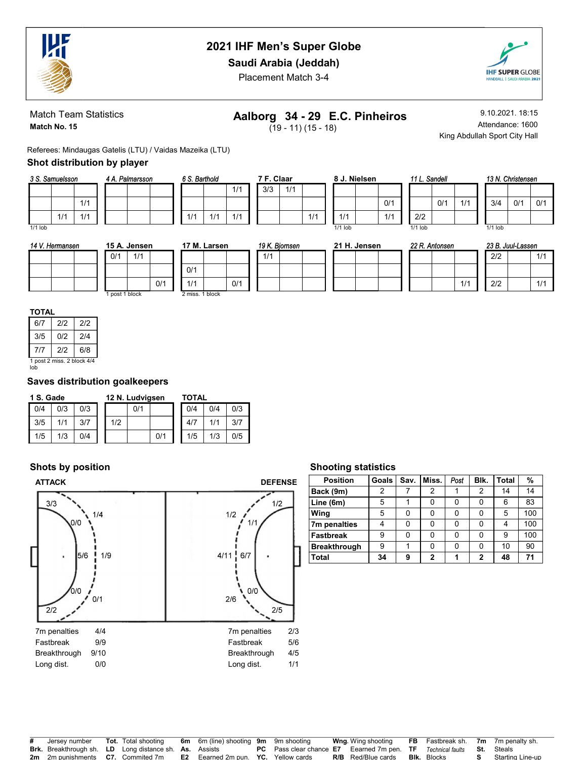# 2021 IHF Men's Super Globe

## Saudi Arabia (Jeddah)

Placement Match 3-4

Match Team Statistics

**Match No. 15**

## Aalborg 34 - 29 E.C. Pinheiros

(19 - 11) (15 - 18)

9.10.2021. 18:15

Attendance: 1600

King Abdullah Sport City Hall

Referees: Mindaugas Gatelis (LTU) / Vaidas Mazeika (LTU)

### Shot distribution by player

*3 S. Samuelsson*

| | | |
|---|---|---|
| | | |
| | | 1/1 |
| | 1/1 | 1/1 |

1/1 lob

*4 A. Palmarsson*

| | | |
|---|---|---|
| | | |
| | | |
| | | |

*6 S. Barthold*

| | | |
|---|---|---|
| | | 1/1 |
| | | |
| 1/1 | 1/1 | 1/1 |

**7 F. Claar**

| | | |
|---|---|---|
| 3/3 | 1/1 | |
| | | |
| | | 1/1 |

**8 J. Nielsen**

| | | |
|---|---|---|
| | | |
| | | 0/1 |
| 1/1 | | 1/1 |

1/1 lob

*11 L. Sandell*

| | | |
|---|---|---|
| | | |
| | 0/1 | 1/1 |
| 2/2 | | |

1/1 lob

*13 N. Christensen*

| | | |
|---|---|---|
| | | |
| 3/4 | 0/1 | 0/1 |
| | | |

1/1 lob

*14 V. Hermansen*

| | | |
|---|---|---|
| | | |
| | | |
| | | |

**15 A. Jensen**

| | | |
|---|---|---|
| 0/1 | 1/1 | |
| | | |
| | | 0/1 |

1 post 1 block

**17 M. Larsen**

| | | |
|---|---|---|
| | | |
| 0/1 | | |
| 1/1 | | 0/1 |

2 miss. 1 block

*19 K. Bjornsen*

| | | |
|---|---|---|
| 1/1 | | |
| | | |
| | | |

**21 H. Jensen**

| | | |
|---|---|---|
| | | |
| | | |
| | | |

*22 R. Antonsen*

| | | |
|---|---|---|
| | | |
| | | |
| | | 1/1 |

*23 B. Juul-Lassen*

| | | |
|---|---|---|
| 2/2 | | 1/1 |
| | | |
| 2/2 | | 1/1 |

**TOTAL**

| | | |
|---|---|---|
| 6/7 | 2/2 | 2/2 |
| 3/5 | 0/2 | 2/4 |
| 7/7 | 2/2 | 6/8 |

1 post 2 miss. 2 block 4/4 lob

### Saves distribution goalkeepers

**1 S. Gade**

| | | |
|---|---|---|
| 0/4 | 0/3 | 0/3 |
| 3/5 | 1/1 | 3/7 |
| 1/5 | 1/3 | 0/4 |

**12 N. Ludvigsen**

| | | |
|---|---|---|
| | 0/1 | |
| 1/2 | | |
| | | 0/1 |

**TOTAL**

| | | |
|---|---|---|
| 0/4 | 0/4 | 0/3 |
| 4/7 | 1/1 | 3/7 |
| 1/5 | 1/3 | 0/5 |

### Shots by position

**ATTACK**

| Position | Left wing | Left 6m | Left 9m | Center 6m | Center 9m | Right 9m | Right 6m | Right wing |
|---|---|---|---|---|---|---|---|---|
| | 3/3 | 0/0 | 1/4 | 5/6 | 1/9 | 0/1 | 0/0 | 2/2 |

| | |
|---|---|
| 7m penalties | 4/4 |
| Fastbreak | 9/9 |
| Breakthrough | 9/10 |
| Long dist. | 0/0 |

**DEFENSE**

| Position | Left wing | Left 9m | Left 6m | Center 9m | Center 6m | Right 9m | Right 6m | Right wing |
|---|---|---|---|---|---|---|---|---|
| | 1/2 | 1/2 | 1/1 | 4/11 | 6/7 | 2/6 | 0/0 | 2/5 |

| | |
|---|---|
| 7m penalties | 2/3 |
| Fastbreak | 5/6 |
| Breakthrough | 4/5 |
| Long dist. | 1/1 |

### Shooting statistics

| Position | Goals | Sav. | Miss. | Post | Blk. | Total | % |
|---|---|---|---|---|---|---|---|
| Back (9m) | 2 | 7 | 2 | 1 | 2 | 14 | 14 |
| Line (6m) | 5 | 1 | 0 | 0 | 0 | 6 | 83 |
| Wing | 5 | 0 | 0 | 0 | 0 | 5 | 100 |
| 7m penalties | 4 | 0 | 0 | 0 | 0 | 4 | 100 |
| Fastbreak | 9 | 0 | 0 | 0 | 0 | 9 | 100 |
| Breakthrough | 9 | 1 | 0 | 0 | 0 | 10 | 90 |
| **Total** | **34** | **9** | **2** | **1** | **2** | **48** | **71** |

| | | | | | | | | | | | | | |
|---|---|---|---|---|---|---|---|---|---|---|---|---|---|
| **#** | Jersey number | **Tot.** | Total shooting | **6m** | 6m (line) shooting | **9m** | 9m shooting | **Wng.** | Wing shooting | **FB** | Fastbreak sh. | **7m** | 7m penalty sh. |
| **Brk.** | Breakthrough sh. | **LD** | Long distance sh. | **As.** | Assists | **PC** | Pass clear chance | **E7** | Eearned 7m pen. | **TF** | Technical faults | **St.** | Steals |
| **2m** | 2m punishments | **C7.** | Commited 7m | **E2** | Eearned 2m pun. | **YC.** | Yellow cards | **R/B** | Red/Blue cards | **Blk.** | Blocks | **S** | Starting Line-up |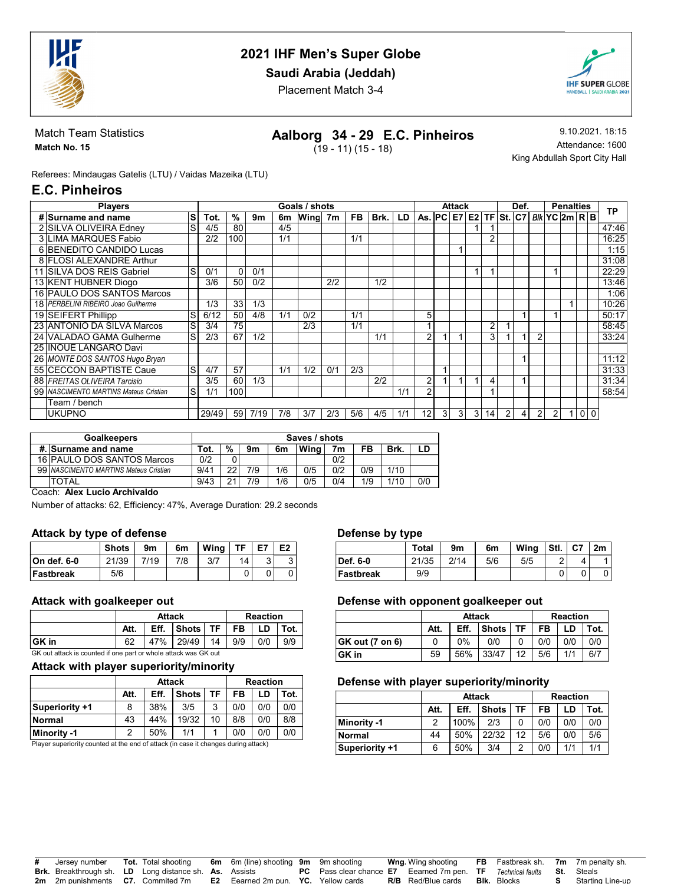# 2021 IHF Men's Super Globe

## Saudi Arabia (Jeddah)

Placement Match 3-4

Match Team Statistics
**Match No. 15**

## Aalborg 34 - 29 E.C. Pinheiros

(19 - 11) (15 - 18)

9.10.2021. 18:15
Attendance: 1600
King Abdullah Sport City Hall

Referees: Mindaugas Gatelis (LTU) / Vaidas Mazeika (LTU)

## E.C. Pinheiros

| Players | | | Goals / shots | | | | | | | | | Attack | | | | | Def. | | | Penalties | | | | TP |
|---|---|---|---|---|---|---|---|---|---|---|---|---|---|---|---|---|---|---|---|---|---|---|---|---|
| # | Surname and name | S | Tot. | % | 9m | 6m | Wing | 7m | FB | Brk. | LD | As. | PC | E7 | E2 | TF | St. | C7 | Blk | YC | 2m | R | B | |
| 2 | SILVA OLIVEIRA Edney | S | 4/5 | 80 | | 4/5 | | | | | | | | | 1 | 1 | | | | | | | | 47:46 |
| 3 | LIMA MARQUES Fabio | | 2/2 | 100 | | 1/1 | | | 1/1 | | | | | | | 2 | | | | | | | | 16:25 |
| 6 | BENEDITO CANDIDO Lucas | | | | | | | | | | | | | 1 | | | | | | | | | | 1:15 |
| 8 | FLOSI ALEXANDRE Arthur | | | | | | | | | | | | | | | | | | | | | | | 31:08 |
| 11 | SILVA DOS REIS Gabriel | S | 0/1 | 0 | 0/1 | | | | | | | | | | 1 | 1 | | | | 1 | | | | 22:29 |
| 13 | KENT HUBNER Diogo | | 3/6 | 50 | 0/2 | | | 2/2 | | 1/2 | | | | | | | | | | | | | | 13:46 |
| 16 | PAULO DOS SANTOS Marcos | | | | | | | | | | | | | | | | | | | | | | | 1:06 |
| 18 | *PERBELINI RIBEIRO Joao Guilherme* | | 1/3 | 33 | 1/3 | | | | | | | | | | | | | | | | 1 | | | 10:26 |
| 19 | SEIFERT Phillipp | S | 6/12 | 50 | 4/8 | 1/1 | 0/2 | | 1/1 | | | 5 | | | | | | 1 | | 1 | | | | 50:17 |
| 23 | ANTONIO DA SILVA Marcos | S | 3/4 | 75 | | | 2/3 | | 1/1 | | | 1 | | | | 2 | 1 | | | | | | | 58:45 |
| 24 | VALADAO DA GAMA Gulherme | S | 2/3 | 67 | 1/2 | | | | | 1/1 | | 2 | 1 | 1 | | 3 | 1 | 1 | 2 | | | | | 33:24 |
| 25 | INOUE LANGARO Davi | | | | | | | | | | | | | | | | | | | | | | | |
| 26 | *MONTE DOS SANTOS Hugo Bryan* | | | | | | | | | | | | | | | | | 1 | | | | | | 11:12 |
| 55 | CECCON BAPTISTE Caue | S | 4/7 | 57 | | 1/1 | 1/2 | 0/1 | 2/3 | | | | 1 | | | | | | | | | | | 31:33 |
| 88 | *FREITAS OLIVEIRA Tarcisio* | | 3/5 | 60 | 1/3 | | | | | 2/2 | | 2 | 1 | 1 | 1 | 4 | | 1 | | | | | | 31:34 |
| 99 | *NASCIMENTO MARTINS Mateus Cristian* | S | 1/1 | 100 | | | | | | | 1/1 | 2 | | | | 1 | | | | | | | | 58:54 |
| | Team / bench | | | | | | | | | | | | | | | | | | | | | | | |
| | UKUPNO | | 29/49 | 59 | 7/19 | 7/8 | 3/7 | 2/3 | 5/6 | 4/5 | 1/1 | 12 | 3 | 3 | 3 | 14 | 2 | 4 | 2 | 2 | 1 | 0 | 0 | |

| Goalkeepers | | Saves / shots | | | | | | | | |
|---|---|---|---|---|---|---|---|---|---|---|
| #. | Surname and name | Tot. | % | 9m | 6m | Wing | 7m | FB | Brk. | LD |
| 16 | PAULO DOS SANTOS Marcos | 0/2 | 0 | | | | 0/2 | | | |
| 99 | *NASCIMENTO MARTINS Mateus Cristian* | 9/41 | 22 | 7/9 | 1/6 | 0/5 | 0/2 | 0/9 | 1/10 | |
| | TOTAL | 9/43 | 21 | 7/9 | 1/6 | 0/5 | 0/4 | 1/9 | 1/10 | 0/0 |

Coach: **Alex Lucio Archivaldo**

Number of attacks: 62, Efficiency: 47%, Average Duration: 29.2 seconds

### Attack by type of defense

| | Shots | 9m | 6m | Wing | TF | E7 | E2 |
|---|---|---|---|---|---|---|---|
| On def. 6-0 | 21/39 | 7/19 | 7/8 | 3/7 | 14 | 3 | 3 |
| Fastbreak | 5/6 | | | | 0 | 0 | 0 |

### Defense by type

| | Total | 9m | 6m | Wing | Stl. | C7 | 2m |
|---|---|---|---|---|---|---|---|
| Def. 6-0 | 21/35 | 2/14 | 5/6 | 5/5 | 2 | 4 | 1 |
| Fastbreak | 9/9 | | | | 0 | 0 | 0 |

### Attack with goalkeeper out

| | Attack | | | | Reaction | | |
|---|---|---|---|---|---|---|---|
| | Att. | Eff. | Shots | TF | FB | LD | Tot. |
| GK in | 62 | 47% | 29/49 | 14 | 9/9 | 0/0 | 9/9 |

GK out attack is counted if one part or whole attack was GK out

### Defense with opponent goalkeeper out

| | Attack | | | | Reaction | | |
|---|---|---|---|---|---|---|---|
| | Att. | Eff. | Shots | TF | FB | LD | Tot. |
| GK out (7 on 6) | 0 | 0% | 0/0 | 0 | 0/0 | 0/0 | 0/0 |
| GK in | 59 | 56% | 33/47 | 12 | 5/6 | 1/1 | 6/7 |

### Attack with player superiority/minority

| | Attack | | | | Reaction | | |
|---|---|---|---|---|---|---|---|
| | Att. | Eff. | Shots | TF | FB | LD | Tot. |
| Superiority +1 | 8 | 38% | 3/5 | 3 | 0/0 | 0/0 | 0/0 |
| Normal | 43 | 44% | 19/32 | 10 | 8/8 | 0/0 | 8/8 |
| Minority -1 | 2 | 50% | 1/1 | 1 | 0/0 | 0/0 | 0/0 |

Player superiority counted at the end of attack (in case it changes during attack)

### Defense with player superiority/minority

| | Attack | | | | Reaction | | |
|---|---|---|---|---|---|---|---|
| | Att. | Eff. | Shots | TF | FB | LD | Tot. |
| Minority -1 | 2 | 100% | 2/3 | 0 | 0/0 | 0/0 | 0/0 |
| Normal | 44 | 50% | 22/32 | 12 | 5/6 | 0/0 | 5/6 |
| Superiority +1 | 6 | 50% | 3/4 | 2 | 0/0 | 1/1 | 1/1 |

**#** Jersey number, **Tot.** Total shooting, **6m** 6m (line) shooting, **9m** 9m shooting, **Wng.** Wing shooting, **FB** Fastbreak sh., **7m** 7m penalty sh.
**Brk.** Breakthrough sh., **LD** Long distance sh., **As.** Assists, **PC** Pass clear chance, **E7** Earned 7m pen., **TF** *Technical faults*, **St.** Steals
**2m** 2m punishments, **C7.** Commited 7m, **E2** Earned 2m pun., **YC.** Yellow cards, **R/B** Red/Blue cards, **Blk.** Blocks, **S** Starting Line-up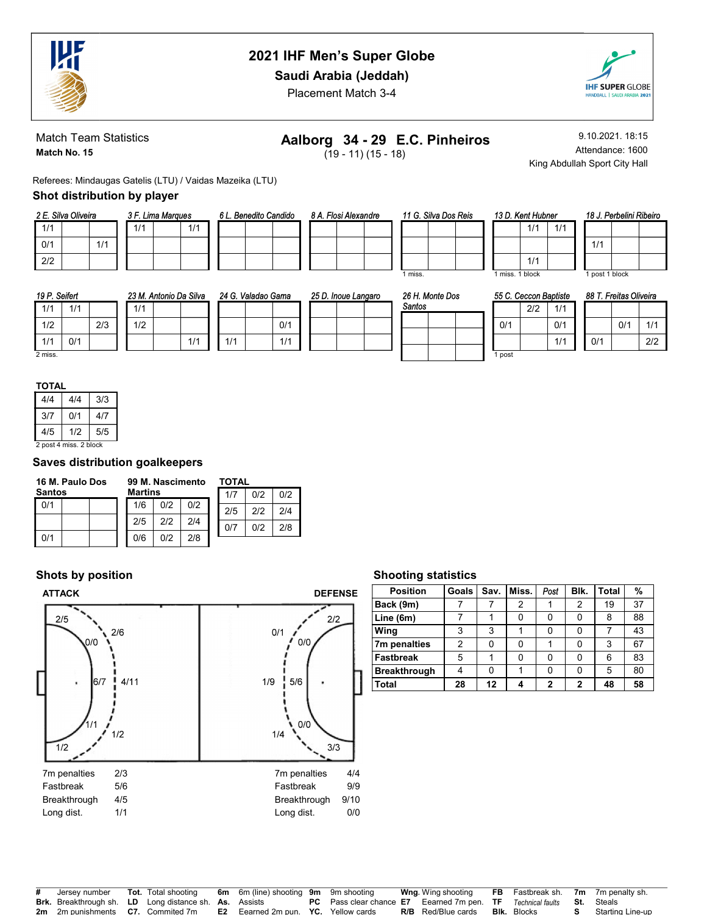# 2021 IHF Men's Super Globe

**Saudi Arabia (Jeddah)**

Placement Match 3-4

Match Team Statistics

**Match No. 15**

## Aalborg 34 - 29 E.C. Pinheiros

(19 - 11) (15 - 18)

9.10.2021. 18:15

Attendance: 1600

King Abdullah Sport City Hall

Referees: Mindaugas Gatelis (LTU) / Vaidas Mazeika (LTU)

### Shot distribution by player

**2 E. Silva Oliveira**

| | | |
|---|---|---|
| 1/1 | | |
| 0/1 | | 1/1 |
| 2/2 | | |

**3 F. Lima Marques**

| | | |
|---|---|---|
| 1/1 | | 1/1 |
| | | |
| | | |

**6 L. Benedito Candido**

| | | |
|---|---|---|
| | | |
| | | |
| | | |

**8 A. Flosi Alexandre**

| | | |
|---|---|---|
| | | |
| | | |
| | | |

**11 G. Silva Dos Reis**

| | | |
|---|---|---|
| | | |
| | | |
| | | |

1 miss.

**13 D. Kent Hubner**

| | | |
|---|---|---|
| | 1/1 | 1/1 |
| | | |
| | 1/1 | |

1 miss. 1 block

**18 J. Perbelini Ribeiro**

| | | |
|---|---|---|
| | | |
| 1/1 | | |
| | | |

1 post 1 block

**19 P. Seifert**

| | | |
|---|---|---|
| 1/1 | 1/1 | |
| 1/2 | | 2/3 |
| 1/1 | 0/1 | |

2 miss.

**23 M. Antonio Da Silva**

| | | |
|---|---|---|
| 1/1 | | |
| 1/2 | | |
| | | 1/1 |

**24 G. Valadao Gama**

| | | |
|---|---|---|
| | | |
| | | 0/1 |
| 1/1 | | 1/1 |

**25 D. Inoue Langaro**

| | | |
|---|---|---|
| | | |
| | | |
| | | |

**26 H. Monte Dos Santos**

| | | |
|---|---|---|
| | | |
| | | |
| | | |

**55 C. Ceccon Baptiste**

| | | |
|---|---|---|
| | 2/2 | 1/1 |
| 0/1 | | 0/1 |
| | | 1/1 |

1 post

**88 T. Freitas Oliveira**

| | | |
|---|---|---|
| | | |
| | 0/1 | 1/1 |
| 0/1 | | 2/2 |

**TOTAL**

| | | |
|---|---|---|
| 4/4 | 4/4 | 3/3 |
| 3/7 | 0/1 | 4/7 |
| 4/5 | 1/2 | 5/5 |

2 post 4 miss. 2 block

### Saves distribution goalkeepers

**16 M. Paulo Dos Santos**

| | | |
|---|---|---|
| 0/1 | | |
| | | |
| 0/1 | | |

**99 M. Nascimento Martins**

| | | |
|---|---|---|
| 1/6 | 0/2 | 0/2 |
| 2/5 | 2/2 | 2/4 |
| 0/6 | 0/2 | 2/8 |

**TOTAL**

| | | |
|---|---|---|
| 1/7 | 0/2 | 0/2 |
| 2/5 | 2/2 | 2/4 |
| 0/7 | 0/2 | 2/8 |

### Shots by position

**ATTACK**

- Left wing: 2/5
- Left back: 2/6
- Left 6m: 0/0
- Center 6m: 6/7
- Center 9m: 4/11
- Right 6m: 1/1
- Right back: 1/2
- Right wing: 1/2

| | |
|---|---|
| 7m penalties | 2/3 |
| Fastbreak | 5/6 |
| Breakthrough | 4/5 |
| Long dist. | 1/1 |

**DEFENSE**

- Wing (top): 2/2
- Back (top): 0/1
- 6m (top): 0/0
- Center 9m: 1/9
- Center 6m: 5/6
- 6m (bottom): 0/0
- Back (bottom): 1/4
- Wing (bottom): 3/3

| | |
|---|---|
| 7m penalties | 4/4 |
| Fastbreak | 9/9 |
| Breakthrough | 9/10 |
| Long dist. | 0/0 |

### Shooting statistics

| Position | Goals | Sav. | Miss. | Post | Blk. | Total | % |
|---|---|---|---|---|---|---|---|
| Back (9m) | 7 | 7 | 2 | 1 | 2 | 19 | 37 |
| Line (6m) | 7 | 1 | 0 | 0 | 0 | 8 | 88 |
| Wing | 3 | 3 | 1 | 0 | 0 | 7 | 43 |
| 7m penalties | 2 | 0 | 0 | 1 | 0 | 3 | 67 |
| Fastbreak | 5 | 1 | 0 | 0 | 0 | 6 | 83 |
| Breakthrough | 4 | 0 | 1 | 0 | 0 | 5 | 80 |
| **Total** | **28** | **12** | **4** | **2** | **2** | **48** | **58** |

| | | | | | | | | | | | | | |
|---|---|---|---|---|---|---|---|---|---|---|---|---|---|
| **#** | Jersey number | **Tot.** | Total shooting | **6m** | 6m (line) shooting | **9m** | 9m shooting | **Wng.** | Wing shooting | **FB** | Fastbreak sh. | **7m** | 7m penalty sh. |
| **Brk.** | Breakthrough sh. | **LD** | Long distance sh. | **As.** | Assists | **PC** | Pass clear chance | **E7** | Earned 7m pen. | **TF** | Technical faults | **St.** | Steals |
| **2m** | 2m punishments | **C7.** | Commited 7m | **E2** | Earned 2m pun. | **YC.** | Yellow cards | **R/B** | Red/Blue cards | **Blk.** | Blocks | **S** | Starting Line-up |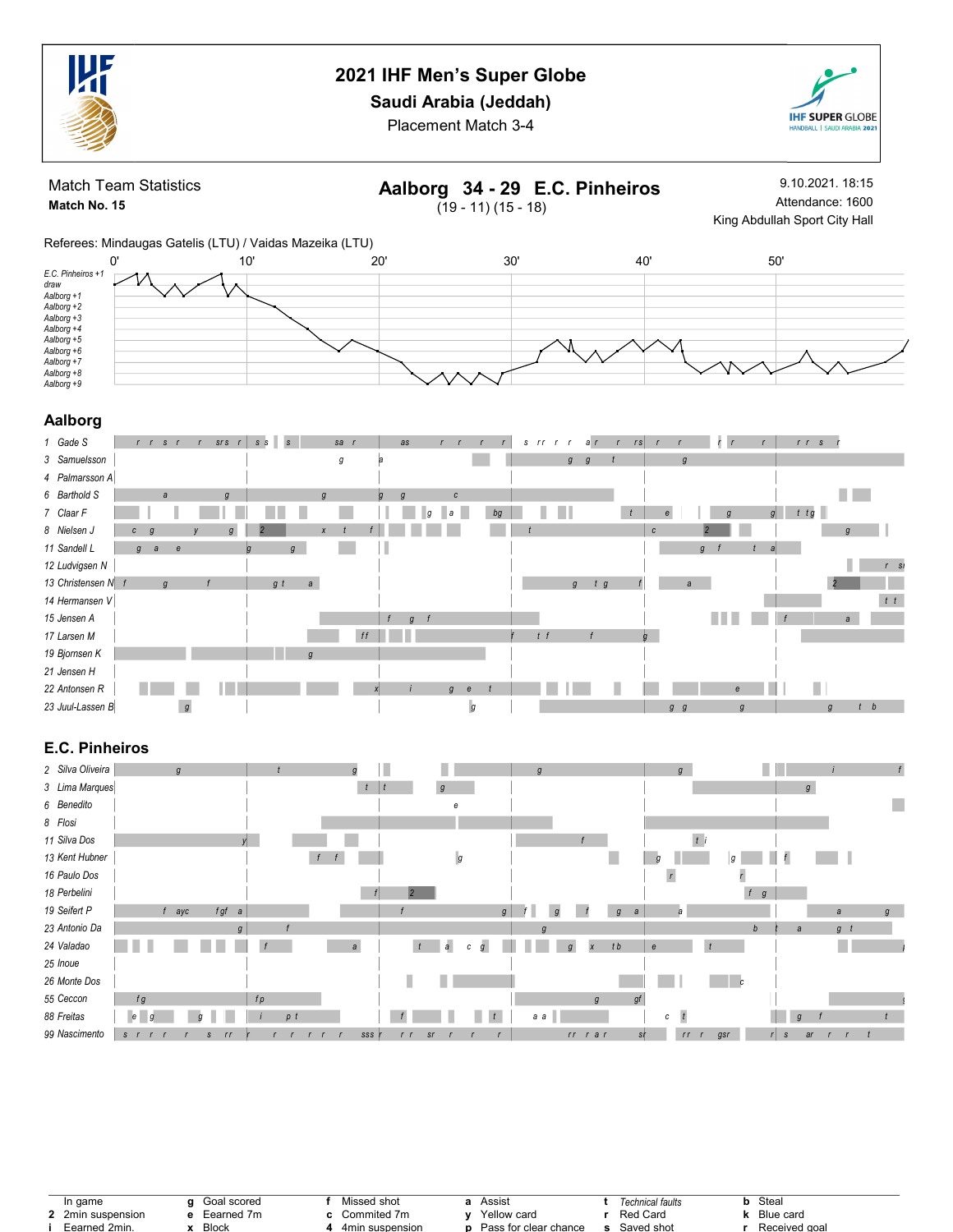# 2021 IHF Men's Super Globe

## Saudi Arabia (Jeddah)

Placement Match 3-4

Match Team Statistics

**Match No. 15**

**Aalborg 34 - 29 E.C. Pinheiros**

(19 - 11) (15 - 18)

9.10.2021. 18:15

Attendance: 1600

King Abdullah Sport City Hall

Referees: Mindaugas Gatelis (LTU) / Vaidas Mazeika (LTU)

0' 10' 20' 30' 40' 50'

E.C. Pinheiros +1
draw
Aalborg +1
Aalborg +2
Aalborg +3
Aalborg +4
Aalborg +5
Aalborg +6
Aalborg +7
Aalborg +8
Aalborg +9

## Aalborg

1 Gade S
3 Samuelsson
4 Palmarsson A
6 Barthold S
7 Claar F
8 Nielsen J
11 Sandell L
12 Ludvigsen N
13 Christensen N
14 Hermansen V
15 Jensen A
17 Larsen M
19 Bjornsen K
21 Jensen H
22 Antonsen R
23 Juul-Lassen B

## E.C. Pinheiros

2 Silva Oliveira
3 Lima Marques
6 Benedito
8 Flosi
11 Silva Dos
13 Kent Hubner
16 Paulo Dos
18 Perbelini
19 Seifert P
23 Antonio Da
24 Valadao
25 Inoue
26 Monte Dos
55 Ceccon
88 Freitas
99 Nascimento

| | | | | | | | | | | | |
|---|---|---|---|---|---|---|---|---|---|---|---|
| | In game | **g** | Goal scored | **f** | Missed shot | **a** | Assist | **t** | Technical faults | **b** | Steal |
| **2** | 2min suspension | **e** | Eearned 7m | **c** | Commited 7m | **y** | Yellow card | **r** | Red Card | **k** | Blue card |
| **i** | Eearned 2min. | **x** | Block | **4** | 4min suspension | **p** | Pass for clear chance | **s** | Saved shot | **r** | Received goal |